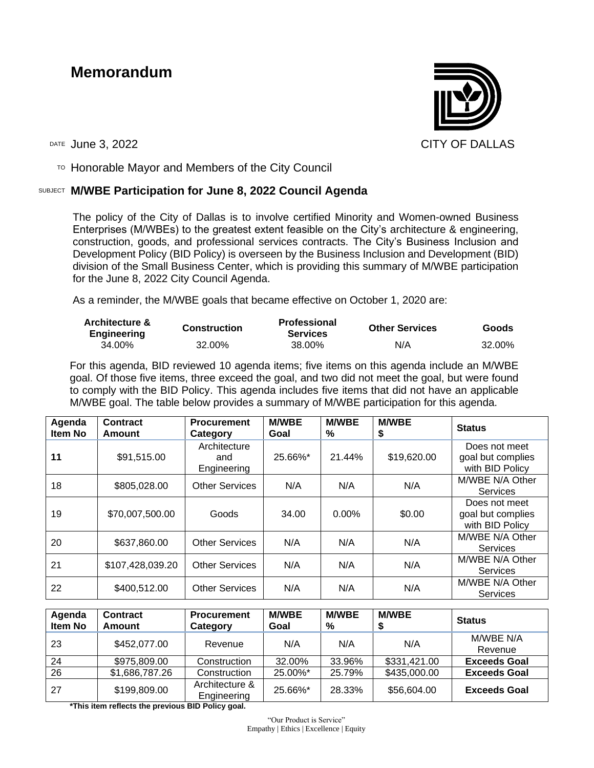# Memorandum

CITY OF DALLAS

DATE June 3, 2022

TO Honorable Mayor and Members of the City Council

SUBJECT **M/WBE Participation for June 8, 2022 Council Agenda**

The policy of the City of Dallas is to involve certified Minority and Women-owned Business Enterprises (M/WBEs) to the greatest extent feasible on the City's architecture & engineering, construction, goods, and professional services contracts. The City's Business Inclusion and Development Policy (BID Policy) is overseen by the Business Inclusion and Development (BID) division of the Small Business Center, which is providing this summary of M/WBE participation for the June 8, 2022 City Council Agenda.

As a reminder, the M/WBE goals that became effective on October 1, 2020 are:

| Architecture & Engineering | Construction | Professional Services | Other Services | Goods |
|---|---|---|---|---|
| 34.00% | 32.00% | 38.00% | N/A | 32.00% |

For this agenda, BID reviewed 10 agenda items; five items on this agenda include an M/WBE goal. Of those five items, three exceed the goal, and two did not meet the goal, but were found to comply with the BID Policy. This agenda includes five items that did not have an applicable M/WBE goal. The table below provides a summary of M/WBE participation for this agenda.

| Agenda Item No | Contract Amount | Procurement Category | M/WBE Goal | M/WBE % | M/WBE $ | Status |
|---|---|---|---|---|---|---|
| **11** | $91,515.00 | Architecture and Engineering | 25.66%* | 21.44% | $19,620.00 | Does not meet goal but complies with BID Policy |
| 18 | $805,028.00 | Other Services | N/A | N/A | N/A | M/WBE N/A Other Services |
| 19 | $70,007,500.00 | Goods | 34.00 | 0.00% | $0.00 | Does not meet goal but complies with BID Policy |
| 20 | $637,860.00 | Other Services | N/A | N/A | N/A | M/WBE N/A Other Services |
| 21 | $107,428,039.20 | Other Services | N/A | N/A | N/A | M/WBE N/A Other Services |
| 22 | $400,512.00 | Other Services | N/A | N/A | N/A | M/WBE N/A Other Services |
| 23 | $452,077.00 | Revenue | N/A | N/A | N/A | M/WBE N/A Revenue |
| 24 | $975,809.00 | Construction | 32.00% | 33.96% | $331,421.00 | **Exceeds Goal** |
| 26 | $1,686,787.26 | Construction | 25.00%* | 25.79% | $435,000.00 | **Exceeds Goal** |
| 27 | $199,809.00 | Architecture & Engineering | 25.66%* | 28.33% | $56,604.00 | **Exceeds Goal** |

***This item reflects the previous BID Policy goal.**

"Our Product is Service"
Empathy | Ethics | Excellence | Equity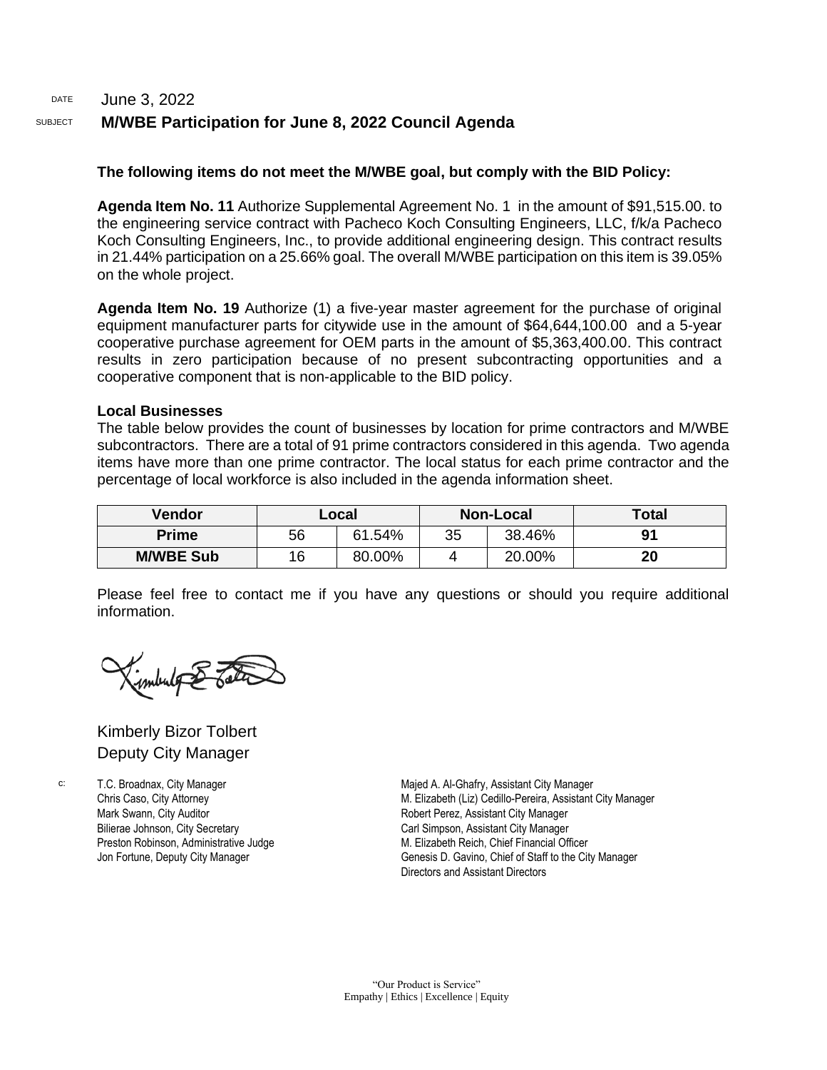DATE June 3, 2022

SUBJECT **M/WBE Participation for June 8, 2022 Council Agenda**

**The following items do not meet the M/WBE goal, but comply with the BID Policy:**

**Agenda Item No. 11** Authorize Supplemental Agreement No. 1 in the amount of $91,515.00. to the engineering service contract with Pacheco Koch Consulting Engineers, LLC, f/k/a Pacheco Koch Consulting Engineers, Inc., to provide additional engineering design. This contract results in 21.44% participation on a 25.66% goal. The overall M/WBE participation on this item is 39.05% on the whole project.

**Agenda Item No. 19** Authorize (1) a five-year master agreement for the purchase of original equipment manufacturer parts for citywide use in the amount of $64,644,100.00 and a 5-year cooperative purchase agreement for OEM parts in the amount of $5,363,400.00. This contract results in zero participation because of no present subcontracting opportunities and a cooperative component that is non-applicable to the BID policy.

**Local Businesses**

The table below provides the count of businesses by location for prime contractors and M/WBE subcontractors. There are a total of 91 prime contractors considered in this agenda. Two agenda items have more than one prime contractor. The local status for each prime contractor and the percentage of local workforce is also included in the agenda information sheet.

| Vendor | Local | | Non-Local | | Total |
|---|---|---|---|---|---|
| **Prime** | 56 | 61.54% | 35 | 38.46% | **91** |
| **M/WBE Sub** | 16 | 80.00% | 4 | 20.00% | **20** |

Please feel free to contact me if you have any questions or should you require additional information.

Kimberly Bizor Tolbert
Deputy City Manager

c: T.C. Broadnax, City Manager
Chris Caso, City Attorney
Mark Swann, City Auditor
Bilierae Johnson, City Secretary
Preston Robinson, Administrative Judge
Jon Fortune, Deputy City Manager
Majed A. Al-Ghafry, Assistant City Manager
M. Elizabeth (Liz) Cedillo-Pereira, Assistant City Manager
Robert Perez, Assistant City Manager
Carl Simpson, Assistant City Manager
M. Elizabeth Reich, Chief Financial Officer
Genesis D. Gavino, Chief of Staff to the City Manager
Directors and Assistant Directors

"Our Product is Service"
Empathy | Ethics | Excellence | Equity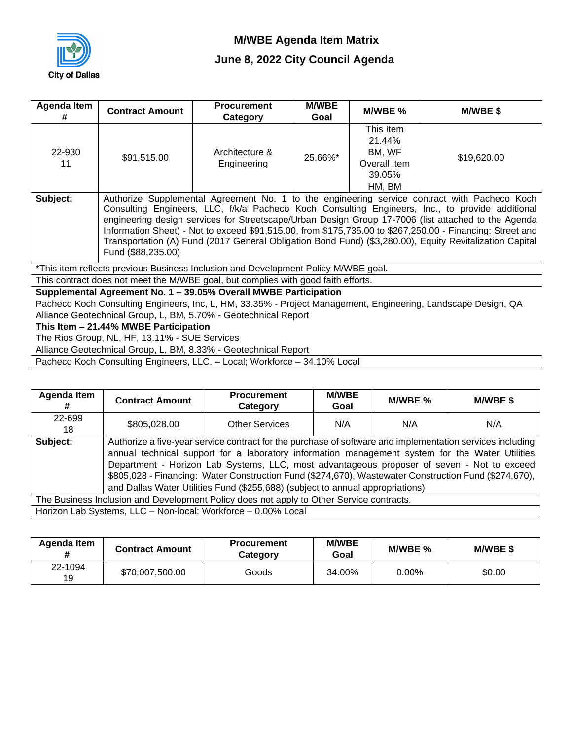# M/WBE Agenda Item Matrix

## June 8, 2022 City Council Agenda

| Agenda Item # | Contract Amount | Procurement Category | M/WBE Goal | M/WBE % | M/WBE $ |
|---|---|---|---|---|---|
| 22-930 11 | $91,515.00 | Architecture & Engineering | 25.66%* | This Item 21.44% BM, WF Overall Item 39.05% HM, BM | $19,620.00 |

**Subject:** Authorize Supplemental Agreement No. 1 to the engineering service contract with Pacheco Koch Consulting Engineers, LLC, f/k/a Pacheco Koch Consulting Engineers, Inc., to provide additional engineering design services for Streetscape/Urban Design Group 17-7006 (list attached to the Agenda Information Sheet) - Not to exceed $91,515.00, from $175,735.00 to $267,250.00 - Financing: Street and Transportation (A) Fund (2017 General Obligation Bond Fund) ($3,280.00), Equity Revitalization Capital Fund ($88,235.00)

*This item reflects previous Business Inclusion and Development Policy M/WBE goal.

This contract does not meet the M/WBE goal, but complies with good faith efforts.

**Supplemental Agreement No. 1 – 39.05% Overall MWBE Participation**

Pacheco Koch Consulting Engineers, Inc, L, HM, 33.35% - Project Management, Engineering, Landscape Design, QA

Alliance Geotechnical Group, L, BM, 5.70% - Geotechnical Report

**This Item – 21.44% MWBE Participation**

The Rios Group, NL, HF, 13.11% - SUE Services

Alliance Geotechnical Group, L, BM, 8.33% - Geotechnical Report

Pacheco Koch Consulting Engineers, LLC. – Local; Workforce – 34.10% Local

| Agenda Item # | Contract Amount | Procurement Category | M/WBE Goal | M/WBE % | M/WBE $ |
|---|---|---|---|---|---|
| 22-699 18 | $805,028.00 | Other Services | N/A | N/A | N/A |

**Subject:** Authorize a five-year service contract for the purchase of software and implementation services including annual technical support for a laboratory information management system for the Water Utilities Department - Horizon Lab Systems, LLC, most advantageous proposer of seven - Not to exceed $805,028 - Financing: Water Construction Fund ($274,670), Wastewater Construction Fund ($274,670), and Dallas Water Utilities Fund ($255,688) (subject to annual appropriations)

The Business Inclusion and Development Policy does not apply to Other Service contracts.

Horizon Lab Systems, LLC – Non-local; Workforce – 0.00% Local

| Agenda Item # | Contract Amount | Procurement Category | M/WBE Goal | M/WBE % | M/WBE $ |
|---|---|---|---|---|---|
| 22-1094 19 | $70,007,500.00 | Goods | 34.00% | 0.00% | $0.00 |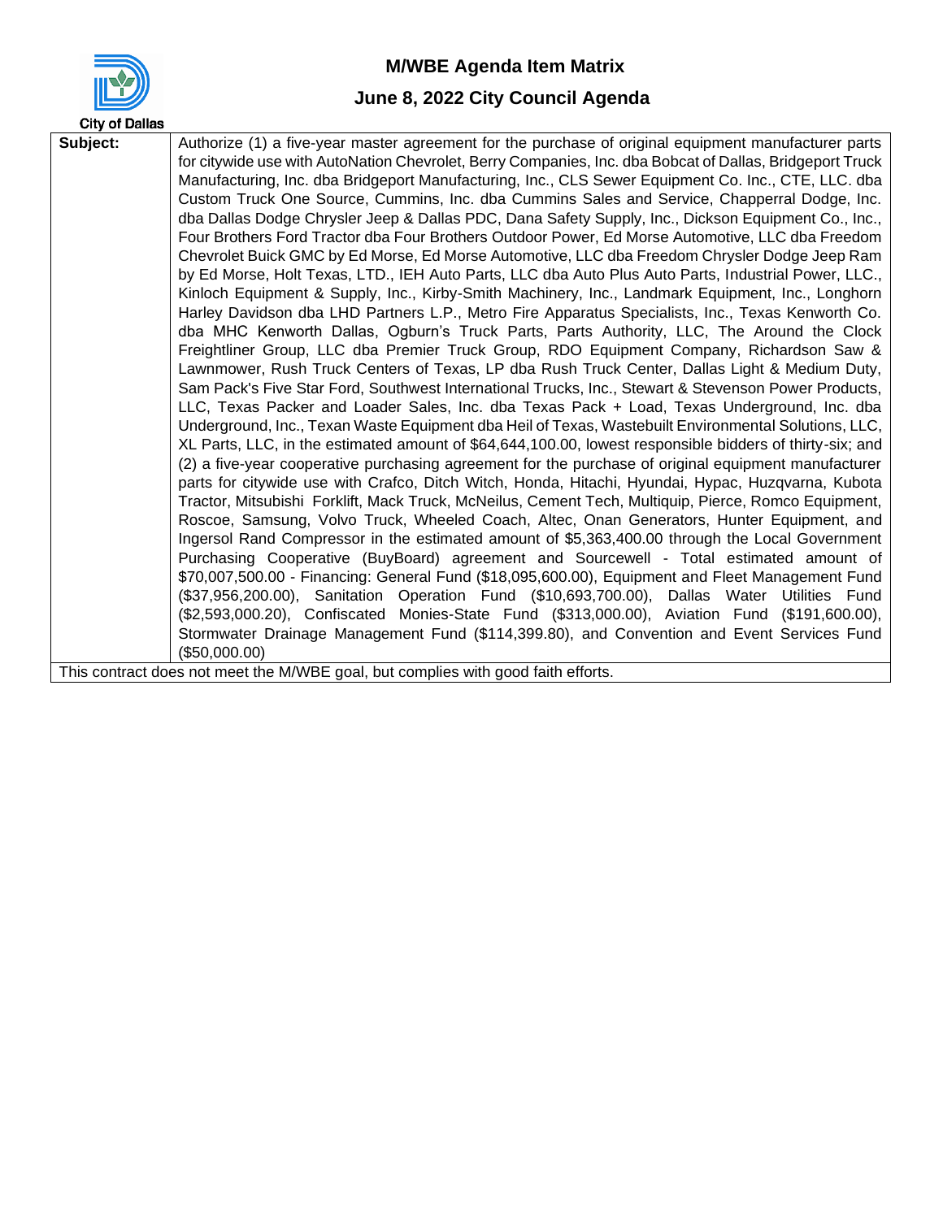City of Dallas

# M/WBE Agenda Item Matrix

## June 8, 2022 City Council Agenda

| **Subject:** | Authorize (1) a five-year master agreement for the purchase of original equipment manufacturer parts for citywide use with AutoNation Chevrolet, Berry Companies, Inc. dba Bobcat of Dallas, Bridgeport Truck Manufacturing, Inc. dba Bridgeport Manufacturing, Inc., CLS Sewer Equipment Co. Inc., CTE, LLC. dba Custom Truck One Source, Cummins, Inc. dba Cummins Sales and Service, Chapperral Dodge, Inc. dba Dallas Dodge Chrysler Jeep & Dallas PDC, Dana Safety Supply, Inc., Dickson Equipment Co., Inc., Four Brothers Ford Tractor dba Four Brothers Outdoor Power, Ed Morse Automotive, LLC dba Freedom Chevrolet Buick GMC by Ed Morse, Ed Morse Automotive, LLC dba Freedom Chrysler Dodge Jeep Ram by Ed Morse, Holt Texas, LTD., IEH Auto Parts, LLC dba Auto Plus Auto Parts, Industrial Power, LLC., Kinloch Equipment & Supply, Inc., Kirby-Smith Machinery, Inc., Landmark Equipment, Inc., Longhorn Harley Davidson dba LHD Partners L.P., Metro Fire Apparatus Specialists, Inc., Texas Kenworth Co. dba MHC Kenworth Dallas, Ogburn's Truck Parts, Parts Authority, LLC, The Around the Clock Freightliner Group, LLC dba Premier Truck Group, RDO Equipment Company, Richardson Saw & Lawnmower, Rush Truck Centers of Texas, LP dba Rush Truck Center, Dallas Light & Medium Duty, Sam Pack's Five Star Ford, Southwest International Trucks, Inc., Stewart & Stevenson Power Products, LLC, Texas Packer and Loader Sales, Inc. dba Texas Pack + Load, Texas Underground, Inc. dba Underground, Inc., Texan Waste Equipment dba Heil of Texas, Wastebuilt Environmental Solutions, LLC, XL Parts, LLC, in the estimated amount of $64,644,100.00, lowest responsible bidders of thirty-six; and (2) a five-year cooperative purchasing agreement for the purchase of original equipment manufacturer parts for citywide use with Crafco, Ditch Witch, Honda, Hitachi, Hyundai, Hypac, Huzqvarna, Kubota Tractor, Mitsubishi Forklift, Mack Truck, McNeilus, Cement Tech, Multiquip, Pierce, Romco Equipment, Roscoe, Samsung, Volvo Truck, Wheeled Coach, Altec, Onan Generators, Hunter Equipment, and Ingersol Rand Compressor in the estimated amount of $5,363,400.00 through the Local Government Purchasing Cooperative (BuyBoard) agreement and Sourcewell - Total estimated amount of $70,007,500.00 - Financing: General Fund ($18,095,600.00), Equipment and Fleet Management Fund ($37,956,200.00), Sanitation Operation Fund ($10,693,700.00), Dallas Water Utilities Fund ($2,593,000.20), Confiscated Monies-State Fund ($313,000.00), Aviation Fund ($191,600.00), Stormwater Drainage Management Fund ($114,399.80), and Convention and Event Services Fund ($50,000.00) |
|---|---|
| This contract does not meet the M/WBE goal, but complies with good faith efforts. | |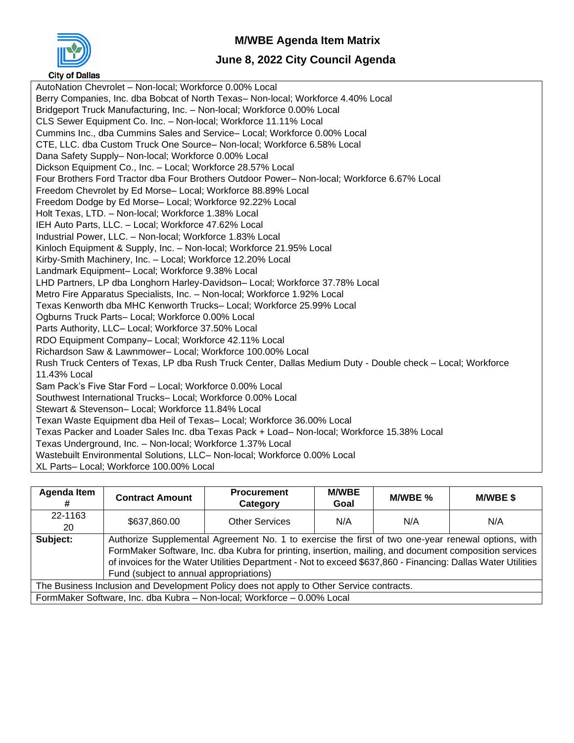# M/WBE Agenda Item Matrix

## June 8, 2022 City Council Agenda

City of Dallas

AutoNation Chevrolet – Non-local; Workforce 0.00% Local
Berry Companies, Inc. dba Bobcat of North Texas– Non-local; Workforce 4.40% Local
Bridgeport Truck Manufacturing, Inc. – Non-local; Workforce 0.00% Local
CLS Sewer Equipment Co. Inc. – Non-local; Workforce 11.11% Local
Cummins Inc., dba Cummins Sales and Service– Local; Workforce 0.00% Local
CTE, LLC. dba Custom Truck One Source– Non-local; Workforce 6.58% Local
Dana Safety Supply– Non-local; Workforce 0.00% Local
Dickson Equipment Co., Inc. – Local; Workforce 28.57% Local
Four Brothers Ford Tractor dba Four Brothers Outdoor Power– Non-local; Workforce 6.67% Local
Freedom Chevrolet by Ed Morse– Local; Workforce 88.89% Local
Freedom Dodge by Ed Morse– Local; Workforce 92.22% Local
Holt Texas, LTD. – Non-local; Workforce 1.38% Local
IEH Auto Parts, LLC. – Local; Workforce 47.62% Local
Industrial Power, LLC. – Non-local; Workforce 1.83% Local
Kinloch Equipment & Supply, Inc. – Non-local; Workforce 21.95% Local
Kirby-Smith Machinery, Inc. – Local; Workforce 12.20% Local
Landmark Equipment– Local; Workforce 9.38% Local
LHD Partners, LP dba Longhorn Harley-Davidson– Local; Workforce 37.78% Local
Metro Fire Apparatus Specialists, Inc. – Non-local; Workforce 1.92% Local
Texas Kenworth dba MHC Kenworth Trucks– Local; Workforce 25.99% Local
Ogburns Truck Parts– Local; Workforce 0.00% Local
Parts Authority, LLC– Local; Workforce 37.50% Local
RDO Equipment Company– Local; Workforce 42.11% Local
Richardson Saw & Lawnmower– Local; Workforce 100.00% Local
Rush Truck Centers of Texas, LP dba Rush Truck Center, Dallas Medium Duty - Double check – Local; Workforce 11.43% Local
Sam Pack's Five Star Ford – Local; Workforce 0.00% Local
Southwest International Trucks– Local; Workforce 0.00% Local
Stewart & Stevenson– Local; Workforce 11.84% Local
Texan Waste Equipment dba Heil of Texas– Local; Workforce 36.00% Local
Texas Packer and Loader Sales Inc. dba Texas Pack + Load– Non-local; Workforce 15.38% Local
Texas Underground, Inc. – Non-local; Workforce 1.37% Local
Wastebuilt Environmental Solutions, LLC– Non-local; Workforce 0.00% Local
XL Parts– Local; Workforce 100.00% Local

| Agenda Item # | Contract Amount | Procurement Category | M/WBE Goal | M/WBE % | M/WBE $ |
|---|---|---|---|---|---|
| 22-1163 20 | $637,860.00 | Other Services | N/A | N/A | N/A |
| **Subject:** | Authorize Supplemental Agreement No. 1 to exercise the first of two one-year renewal options, with FormMaker Software, Inc. dba Kubra for printing, insertion, mailing, and document composition services of invoices for the Water Utilities Department - Not to exceed $637,860 - Financing: Dallas Water Utilities Fund (subject to annual appropriations) | | | | |
| The Business Inclusion and Development Policy does not apply to Other Service contracts. | | | | | |
| FormMaker Software, Inc. dba Kubra – Non-local; Workforce – 0.00% Local | | | | | |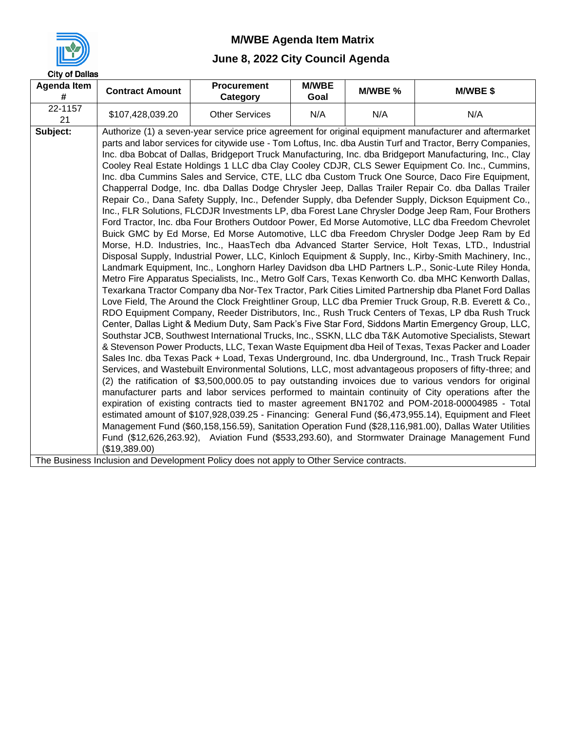City of Dallas

# M/WBE Agenda Item Matrix

## June 8, 2022 City Council Agenda

| Agenda Item # | Contract Amount | Procurement Category | M/WBE Goal | M/WBE % | M/WBE $ |
|---|---|---|---|---|---|
| 22-1157 21 | $107,428,039.20 | Other Services | N/A | N/A | N/A |

**Subject:** Authorize (1) a seven-year service price agreement for original equipment manufacturer and aftermarket parts and labor services for citywide use - Tom Loftus, Inc. dba Austin Turf and Tractor, Berry Companies, Inc. dba Bobcat of Dallas, Bridgeport Truck Manufacturing, Inc. dba Bridgeport Manufacturing, Inc., Clay Cooley Real Estate Holdings 1 LLC dba Clay Cooley CDJR, CLS Sewer Equipment Co. Inc., Cummins, Inc. dba Cummins Sales and Service, CTE, LLC dba Custom Truck One Source, Daco Fire Equipment, Chapperral Dodge, Inc. dba Dallas Dodge Chrysler Jeep, Dallas Trailer Repair Co. dba Dallas Trailer Repair Co., Dana Safety Supply, Inc., Defender Supply, dba Defender Supply, Dickson Equipment Co., Inc., FLR Solutions, FLCDJR Investments LP, dba Forest Lane Chrysler Dodge Jeep Ram, Four Brothers Ford Tractor, Inc. dba Four Brothers Outdoor Power, Ed Morse Automotive, LLC dba Freedom Chevrolet Buick GMC by Ed Morse, Ed Morse Automotive, LLC dba Freedom Chrysler Dodge Jeep Ram by Ed Morse, H.D. Industries, Inc., HaasTech dba Advanced Starter Service, Holt Texas, LTD., Industrial Disposal Supply, Industrial Power, LLC, Kinloch Equipment & Supply, Inc., Kirby-Smith Machinery, Inc., Landmark Equipment, Inc., Longhorn Harley Davidson dba LHD Partners L.P., Sonic-Lute Riley Honda, Metro Fire Apparatus Specialists, Inc., Metro Golf Cars, Texas Kenworth Co. dba MHC Kenworth Dallas, Texarkana Tractor Company dba Nor-Tex Tractor, Park Cities Limited Partnership dba Planet Ford Dallas Love Field, The Around the Clock Freightliner Group, LLC dba Premier Truck Group, R.B. Everett & Co., RDO Equipment Company, Reeder Distributors, Inc., Rush Truck Centers of Texas, LP dba Rush Truck Center, Dallas Light & Medium Duty, Sam Pack's Five Star Ford, Siddons Martin Emergency Group, LLC, Southstar JCB, Southwest International Trucks, Inc., SSKN, LLC dba T&K Automotive Specialists, Stewart & Stevenson Power Products, LLC, Texan Waste Equipment dba Heil of Texas, Texas Packer and Loader Sales Inc. dba Texas Pack + Load, Texas Underground, Inc. dba Underground, Inc., Trash Truck Repair Services, and Wastebuilt Environmental Solutions, LLC, most advantageous proposers of fifty-three; and (2) the ratification of $3,500,000.05 to pay outstanding invoices due to various vendors for original manufacturer parts and labor services performed to maintain continuity of City operations after the expiration of existing contracts tied to master agreement BN1702 and POM-2018-00004985 - Total estimated amount of $107,928,039.25 - Financing: General Fund ($6,473,955.14), Equipment and Fleet Management Fund ($60,158,156.59), Sanitation Operation Fund ($28,116,981.00), Dallas Water Utilities Fund ($12,626,263.92), Aviation Fund ($533,293.60), and Stormwater Drainage Management Fund ($19,389.00)

The Business Inclusion and Development Policy does not apply to Other Service contracts.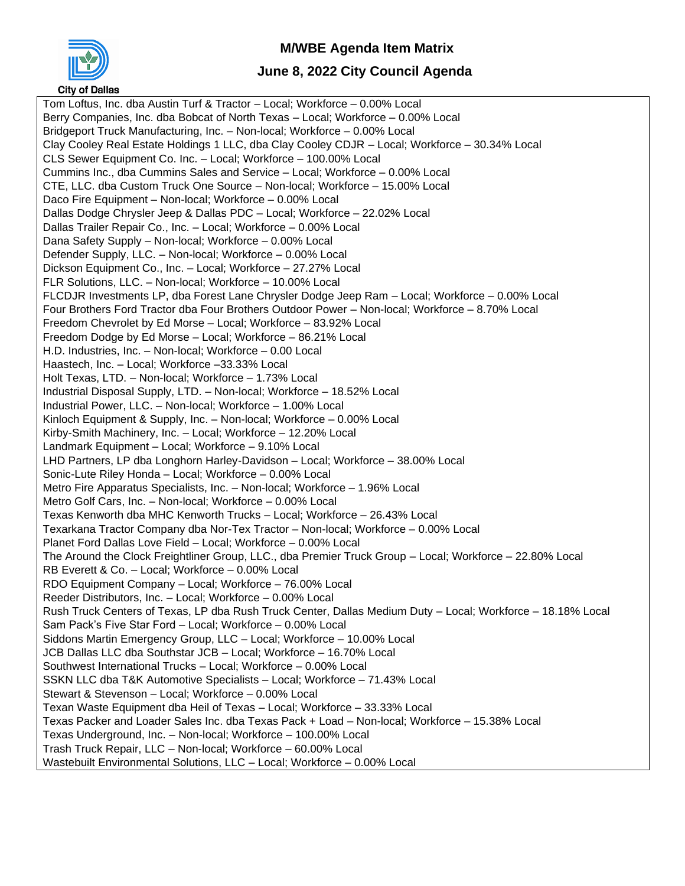City of Dallas

# M/WBE Agenda Item Matrix

## June 8, 2022 City Council Agenda

Tom Loftus, Inc. dba Austin Turf & Tractor – Local; Workforce – 0.00% Local
Berry Companies, Inc. dba Bobcat of North Texas – Local; Workforce – 0.00% Local
Bridgeport Truck Manufacturing, Inc. – Non-local; Workforce – 0.00% Local
Clay Cooley Real Estate Holdings 1 LLC, dba Clay Cooley CDJR – Local; Workforce – 30.34% Local
CLS Sewer Equipment Co. Inc. – Local; Workforce – 100.00% Local
Cummins Inc., dba Cummins Sales and Service – Local; Workforce – 0.00% Local
CTE, LLC. dba Custom Truck One Source – Non-local; Workforce – 15.00% Local
Daco Fire Equipment – Non-local; Workforce – 0.00% Local
Dallas Dodge Chrysler Jeep & Dallas PDC – Local; Workforce – 22.02% Local
Dallas Trailer Repair Co., Inc. – Local; Workforce – 0.00% Local
Dana Safety Supply – Non-local; Workforce – 0.00% Local
Defender Supply, LLC. – Non-local; Workforce – 0.00% Local
Dickson Equipment Co., Inc. – Local; Workforce – 27.27% Local
FLR Solutions, LLC. – Non-local; Workforce – 10.00% Local
FLCDJR Investments LP, dba Forest Lane Chrysler Dodge Jeep Ram – Local; Workforce – 0.00% Local
Four Brothers Ford Tractor dba Four Brothers Outdoor Power – Non-local; Workforce – 8.70% Local
Freedom Chevrolet by Ed Morse – Local; Workforce – 83.92% Local
Freedom Dodge by Ed Morse – Local; Workforce – 86.21% Local
H.D. Industries, Inc. – Non-local; Workforce – 0.00 Local
Haastech, Inc. – Local; Workforce –33.33% Local
Holt Texas, LTD. – Non-local; Workforce – 1.73% Local
Industrial Disposal Supply, LTD. – Non-local; Workforce – 18.52% Local
Industrial Power, LLC. – Non-local; Workforce – 1.00% Local
Kinloch Equipment & Supply, Inc. – Non-local; Workforce – 0.00% Local
Kirby-Smith Machinery, Inc. – Local; Workforce – 12.20% Local
Landmark Equipment – Local; Workforce – 9.10% Local
LHD Partners, LP dba Longhorn Harley-Davidson – Local; Workforce – 38.00% Local
Sonic-Lute Riley Honda – Local; Workforce – 0.00% Local
Metro Fire Apparatus Specialists, Inc. – Non-local; Workforce – 1.96% Local
Metro Golf Cars, Inc. – Non-local; Workforce – 0.00% Local
Texas Kenworth dba MHC Kenworth Trucks – Local; Workforce – 26.43% Local
Texarkana Tractor Company dba Nor-Tex Tractor – Non-local; Workforce – 0.00% Local
Planet Ford Dallas Love Field – Local; Workforce – 0.00% Local
The Around the Clock Freightliner Group, LLC., dba Premier Truck Group – Local; Workforce – 22.80% Local
RB Everett & Co. – Local; Workforce – 0.00% Local
RDO Equipment Company – Local; Workforce – 76.00% Local
Reeder Distributors, Inc. – Local; Workforce – 0.00% Local
Rush Truck Centers of Texas, LP dba Rush Truck Center, Dallas Medium Duty – Local; Workforce – 18.18% Local
Sam Pack's Five Star Ford – Local; Workforce – 0.00% Local
Siddons Martin Emergency Group, LLC – Local; Workforce – 10.00% Local
JCB Dallas LLC dba Southstar JCB – Local; Workforce – 16.70% Local
Southwest International Trucks – Local; Workforce – 0.00% Local
SSKN LLC dba T&K Automotive Specialists – Local; Workforce – 71.43% Local
Stewart & Stevenson – Local; Workforce – 0.00% Local
Texan Waste Equipment dba Heil of Texas – Local; Workforce – 33.33% Local
Texas Packer and Loader Sales Inc. dba Texas Pack + Load – Non-local; Workforce – 15.38% Local
Texas Underground, Inc. – Non-local; Workforce – 100.00% Local
Trash Truck Repair, LLC – Non-local; Workforce – 60.00% Local
Wastebuilt Environmental Solutions, LLC – Local; Workforce – 0.00% Local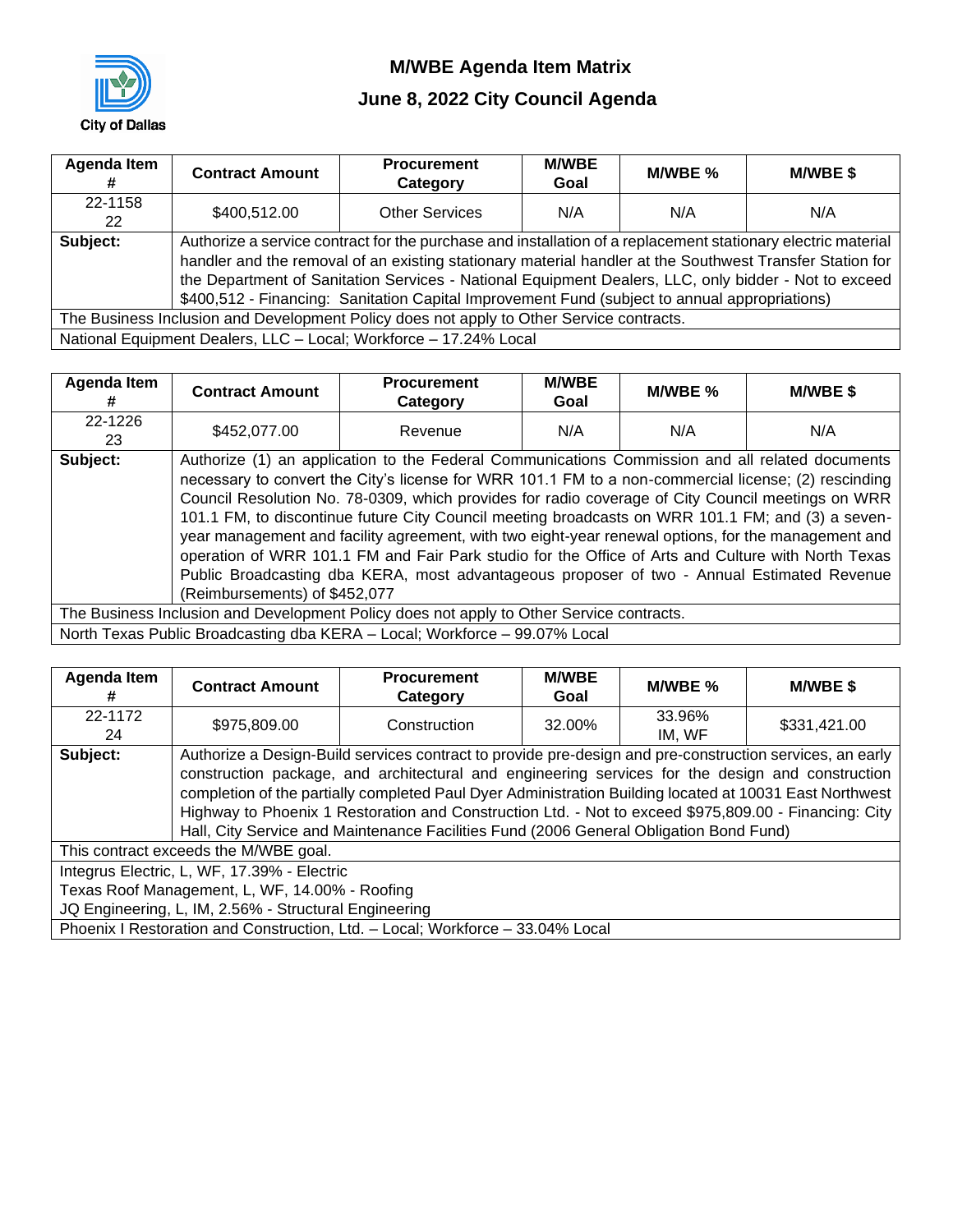City of Dallas

# M/WBE Agenda Item Matrix

## June 8, 2022 City Council Agenda

| Agenda Item # | Contract Amount | Procurement Category | M/WBE Goal | M/WBE % | M/WBE $ |
|---|---|---|---|---|---|
| 22-1158 22 | $400,512.00 | Other Services | N/A | N/A | N/A |
| **Subject:** | Authorize a service contract for the purchase and installation of a replacement stationary electric material handler and the removal of an existing stationary material handler at the Southwest Transfer Station for the Department of Sanitation Services - National Equipment Dealers, LLC, only bidder - Not to exceed $400,512 - Financing: Sanitation Capital Improvement Fund (subject to annual appropriations) | | | | |
| The Business Inclusion and Development Policy does not apply to Other Service contracts. | | | | | |
| National Equipment Dealers, LLC – Local; Workforce – 17.24% Local | | | | | |

| Agenda Item # | Contract Amount | Procurement Category | M/WBE Goal | M/WBE % | M/WBE $ |
|---|---|---|---|---|---|
| 22-1226 23 | $452,077.00 | Revenue | N/A | N/A | N/A |
| **Subject:** | Authorize (1) an application to the Federal Communications Commission and all related documents necessary to convert the City's license for WRR 101.1 FM to a non-commercial license; (2) rescinding Council Resolution No. 78-0309, which provides for radio coverage of City Council meetings on WRR 101.1 FM, to discontinue future City Council meeting broadcasts on WRR 101.1 FM; and (3) a seven-year management and facility agreement, with two eight-year renewal options, for the management and operation of WRR 101.1 FM and Fair Park studio for the Office of Arts and Culture with North Texas Public Broadcasting dba KERA, most advantageous proposer of two - Annual Estimated Revenue (Reimbursements) of $452,077 | | | | |
| The Business Inclusion and Development Policy does not apply to Other Service contracts. | | | | | |
| North Texas Public Broadcasting dba KERA – Local; Workforce – 99.07% Local | | | | | |

| Agenda Item # | Contract Amount | Procurement Category | M/WBE Goal | M/WBE % | M/WBE $ |
|---|---|---|---|---|---|
| 22-1172 24 | $975,809.00 | Construction | 32.00% | 33.96% IM, WF | $331,421.00 |
| **Subject:** | Authorize a Design-Build services contract to provide pre-design and pre-construction services, an early construction package, and architectural and engineering services for the design and construction completion of the partially completed Paul Dyer Administration Building located at 10031 East Northwest Highway to Phoenix 1 Restoration and Construction Ltd. - Not to exceed $975,809.00 - Financing: City Hall, City Service and Maintenance Facilities Fund (2006 General Obligation Bond Fund) | | | | |
| This contract exceeds the M/WBE goal. | | | | | |
| Integrus Electric, L, WF, 17.39% - Electric<br>Texas Roof Management, L, WF, 14.00% - Roofing<br>JQ Engineering, L, IM, 2.56% - Structural Engineering | | | | | |
| Phoenix I Restoration and Construction, Ltd. – Local; Workforce – 33.04% Local | | | | | |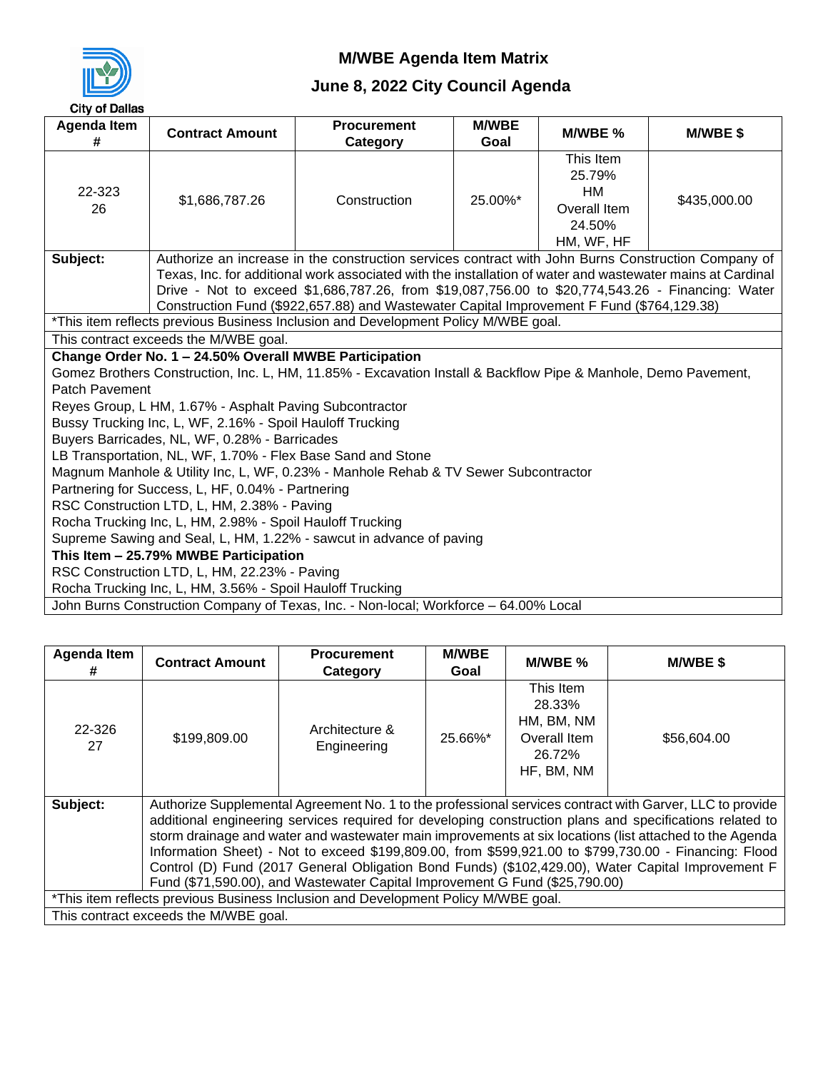City of Dallas

# M/WBE Agenda Item Matrix

## June 8, 2022 City Council Agenda

| Agenda Item # | Contract Amount | Procurement Category | M/WBE Goal | M/WBE % | M/WBE $ |
|---|---|---|---|---|---|
| 22-323<br>26 | $1,686,787.26 | Construction | 25.00%* | This Item<br>25.79%<br>HM<br>Overall Item<br>24.50%<br>HM, WF, HF | $435,000.00 |
| **Subject:** | Authorize an increase in the construction services contract with John Burns Construction Company of Texas, Inc. for additional work associated with the installation of water and wastewater mains at Cardinal Drive - Not to exceed $1,686,787.26, from $19,087,756.00 to $20,774,543.26 - Financing: Water Construction Fund ($922,657.88) and Wastewater Capital Improvement F Fund ($764,129.38) | | | | |

*This item reflects previous Business Inclusion and Development Policy M/WBE goal.

This contract exceeds the M/WBE goal.

**Change Order No. 1 – 24.50% Overall MWBE Participation**

Gomez Brothers Construction, Inc. L, HM, 11.85% - Excavation Install & Backflow Pipe & Manhole, Demo Pavement, Patch Pavement
Reyes Group, L HM, 1.67% - Asphalt Paving Subcontractor
Bussy Trucking Inc, L, WF, 2.16% - Spoil Hauloff Trucking
Buyers Barricades, NL, WF, 0.28% - Barricades
LB Transportation, NL, WF, 1.70% - Flex Base Sand and Stone
Magnum Manhole & Utility Inc, L, WF, 0.23% - Manhole Rehab & TV Sewer Subcontractor
Partnering for Success, L, HF, 0.04% - Partnering
RSC Construction LTD, L, HM, 2.38% - Paving
Rocha Trucking Inc, L, HM, 2.98% - Spoil Hauloff Trucking
Supreme Sawing and Seal, L, HM, 1.22% - sawcut in advance of paving

**This Item – 25.79% MWBE Participation**

RSC Construction LTD, L, HM, 22.23% - Paving
Rocha Trucking Inc, L, HM, 3.56% - Spoil Hauloff Trucking

John Burns Construction Company of Texas, Inc. - Non-local; Workforce – 64.00% Local

| Agenda Item # | Contract Amount | Procurement Category | M/WBE Goal | M/WBE % | M/WBE $ |
|---|---|---|---|---|---|
| 22-326<br>27 | $199,809.00 | Architecture & Engineering | 25.66%* | This Item<br>28.33%<br>HM, BM, NM<br>Overall Item<br>26.72%<br>HF, BM, NM | $56,604.00 |
| **Subject:** | Authorize Supplemental Agreement No. 1 to the professional services contract with Garver, LLC to provide additional engineering services required for developing construction plans and specifications related to storm drainage and water and wastewater main improvements at six locations (list attached to the Agenda Information Sheet) - Not to exceed $199,809.00, from $599,921.00 to $799,730.00 - Financing: Flood Control (D) Fund (2017 General Obligation Bond Funds) ($102,429.00), Water Capital Improvement F Fund ($71,590.00), and Wastewater Capital Improvement G Fund ($25,790.00) | | | | |

*This item reflects previous Business Inclusion and Development Policy M/WBE goal.

This contract exceeds the M/WBE goal.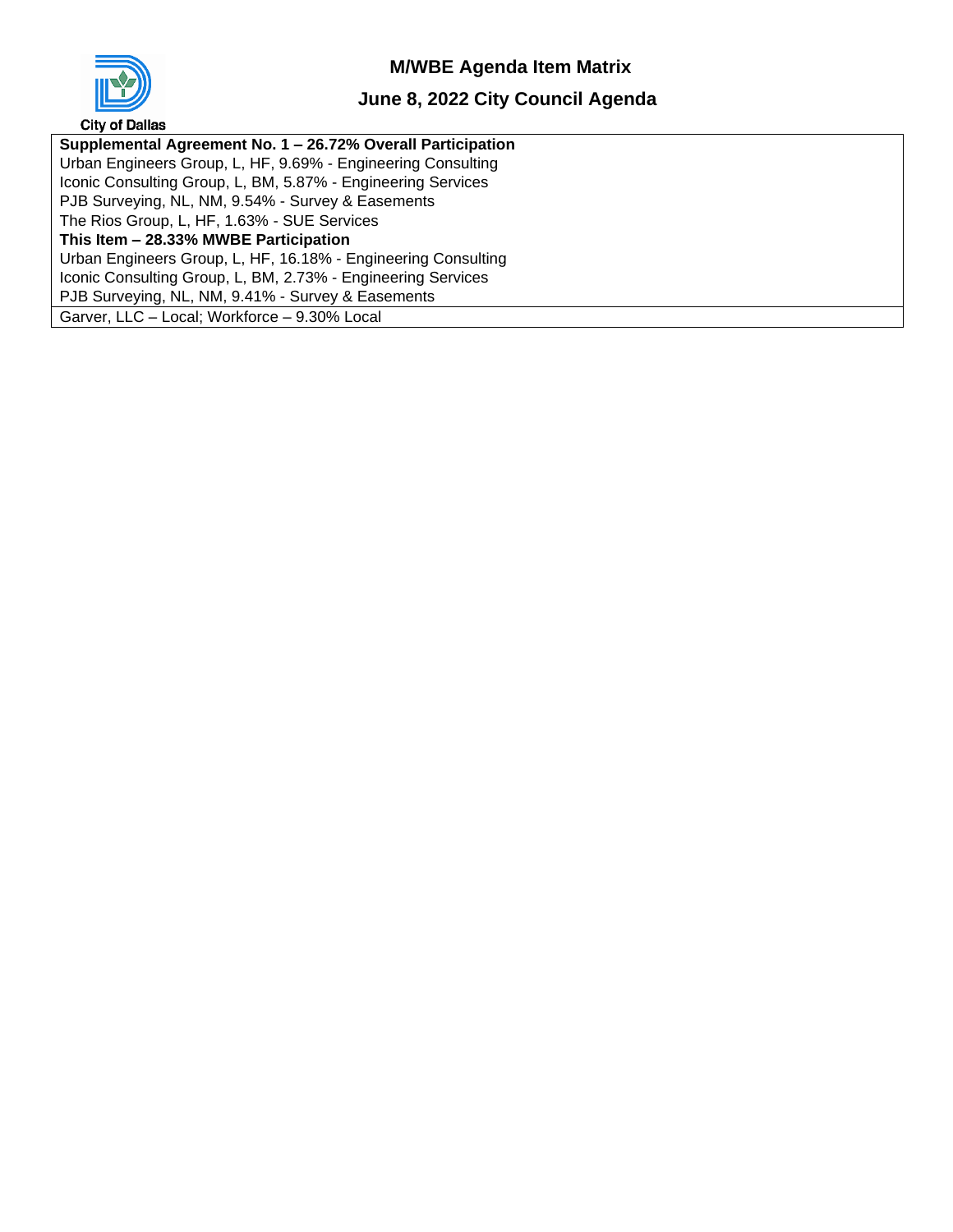City of Dallas

# M/WBE Agenda Item Matrix

## June 8, 2022 City Council Agenda

| **Supplemental Agreement No. 1 – 26.72% Overall Participation**<br>Urban Engineers Group, L, HF, 9.69% - Engineering Consulting<br>Iconic Consulting Group, L, BM, 5.87% - Engineering Services<br>PJB Surveying, NL, NM, 9.54% - Survey & Easements<br>The Rios Group, L, HF, 1.63% - SUE Services<br>**This Item – 28.33% MWBE Participation**<br>Urban Engineers Group, L, HF, 16.18% - Engineering Consulting<br>Iconic Consulting Group, L, BM, 2.73% - Engineering Services<br>PJB Surveying, NL, NM, 9.41% - Survey & Easements |
|---|
| Garver, LLC – Local; Workforce – 9.30% Local |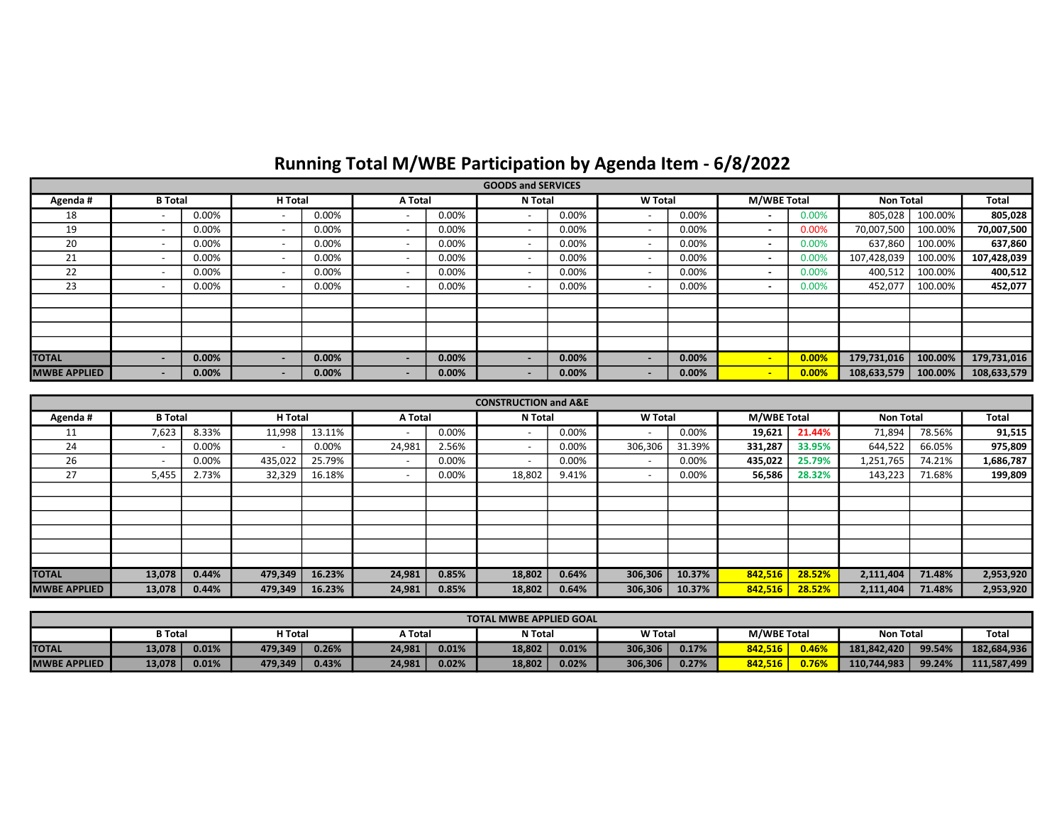# Running Total M/WBE Participation by Agenda Item - 6/8/2022

| GOODS and SERVICES | | | | | | | | | | | | | | | |
|---|---|---|---|---|---|---|---|---|---|---|---|---|---|---|---|
| Agenda # | B Total | | H Total | | A Total | | N Total | | W Total | | M/WBE Total | | Non Total | | Total |
| 18 | - | 0.00% | - | 0.00% | - | 0.00% | - | 0.00% | - | 0.00% | - | 0.00% | 805,028 | 100.00% | 805,028 |
| 19 | - | 0.00% | - | 0.00% | - | 0.00% | - | 0.00% | - | 0.00% | - | 0.00% | 70,007,500 | 100.00% | 70,007,500 |
| 20 | - | 0.00% | - | 0.00% | - | 0.00% | - | 0.00% | - | 0.00% | - | 0.00% | 637,860 | 100.00% | 637,860 |
| 21 | - | 0.00% | - | 0.00% | - | 0.00% | - | 0.00% | - | 0.00% | - | 0.00% | 107,428,039 | 100.00% | 107,428,039 |
| 22 | - | 0.00% | - | 0.00% | - | 0.00% | - | 0.00% | - | 0.00% | - | 0.00% | 400,512 | 100.00% | 400,512 |
| 23 | - | 0.00% | - | 0.00% | - | 0.00% | - | 0.00% | - | 0.00% | - | 0.00% | 452,077 | 100.00% | 452,077 |
| **TOTAL** | **-** | **0.00%** | **-** | **0.00%** | **-** | **0.00%** | **-** | **0.00%** | **-** | **0.00%** | **-** | **0.00%** | **179,731,016** | **100.00%** | **179,731,016** |
| **MWBE APPLIED** | **-** | **0.00%** | **-** | **0.00%** | **-** | **0.00%** | **-** | **0.00%** | **-** | **0.00%** | **-** | **0.00%** | **108,633,579** | **100.00%** | **108,633,579** |

| CONSTRUCTION and A&E | | | | | | | | | | | | | | | |
|---|---|---|---|---|---|---|---|---|---|---|---|---|---|---|---|
| Agenda # | B Total | | H Total | | A Total | | N Total | | W Total | | M/WBE Total | | Non Total | | Total |
| 11 | 7,623 | 8.33% | 11,998 | 13.11% | - | 0.00% | - | 0.00% | - | 0.00% | 19,621 | 21.44% | 71,894 | 78.56% | 91,515 |
| 24 | - | 0.00% | - | 0.00% | 24,981 | 2.56% | - | 0.00% | 306,306 | 31.39% | 331,287 | 33.95% | 644,522 | 66.05% | 975,809 |
| 26 | - | 0.00% | 435,022 | 25.79% | - | 0.00% | - | 0.00% | - | 0.00% | 435,022 | 25.79% | 1,251,765 | 74.21% | 1,686,787 |
| 27 | 5,455 | 2.73% | 32,329 | 16.18% | - | 0.00% | 18,802 | 9.41% | - | 0.00% | 56,586 | 28.32% | 143,223 | 71.68% | 199,809 |
| **TOTAL** | **13,078** | **0.44%** | **479,349** | **16.23%** | **24,981** | **0.85%** | **18,802** | **0.64%** | **306,306** | **10.37%** | **842,516** | **28.52%** | **2,111,404** | **71.48%** | **2,953,920** |
| **MWBE APPLIED** | **13,078** | **0.44%** | **479,349** | **16.23%** | **24,981** | **0.85%** | **18,802** | **0.64%** | **306,306** | **10.37%** | **842,516** | **28.52%** | **2,111,404** | **71.48%** | **2,953,920** |

| TOTAL MWBE APPLIED GOAL | | | | | | | | | | | | | | | |
|---|---|---|---|---|---|---|---|---|---|---|---|---|---|---|---|
| | B Total | | H Total | | A Total | | N Total | | W Total | | M/WBE Total | | Non Total | | Total |
| **TOTAL** | **13,078** | **0.01%** | **479,349** | **0.26%** | **24,981** | **0.01%** | **18,802** | **0.01%** | **306,306** | **0.17%** | **842,516** | **0.46%** | **181,842,420** | **99.54%** | **182,684,936** |
| **MWBE APPLIED** | **13,078** | **0.01%** | **479,349** | **0.43%** | **24,981** | **0.02%** | **18,802** | **0.02%** | **306,306** | **0.27%** | **842,516** | **0.76%** | **110,744,983** | **99.24%** | **111,587,499** |